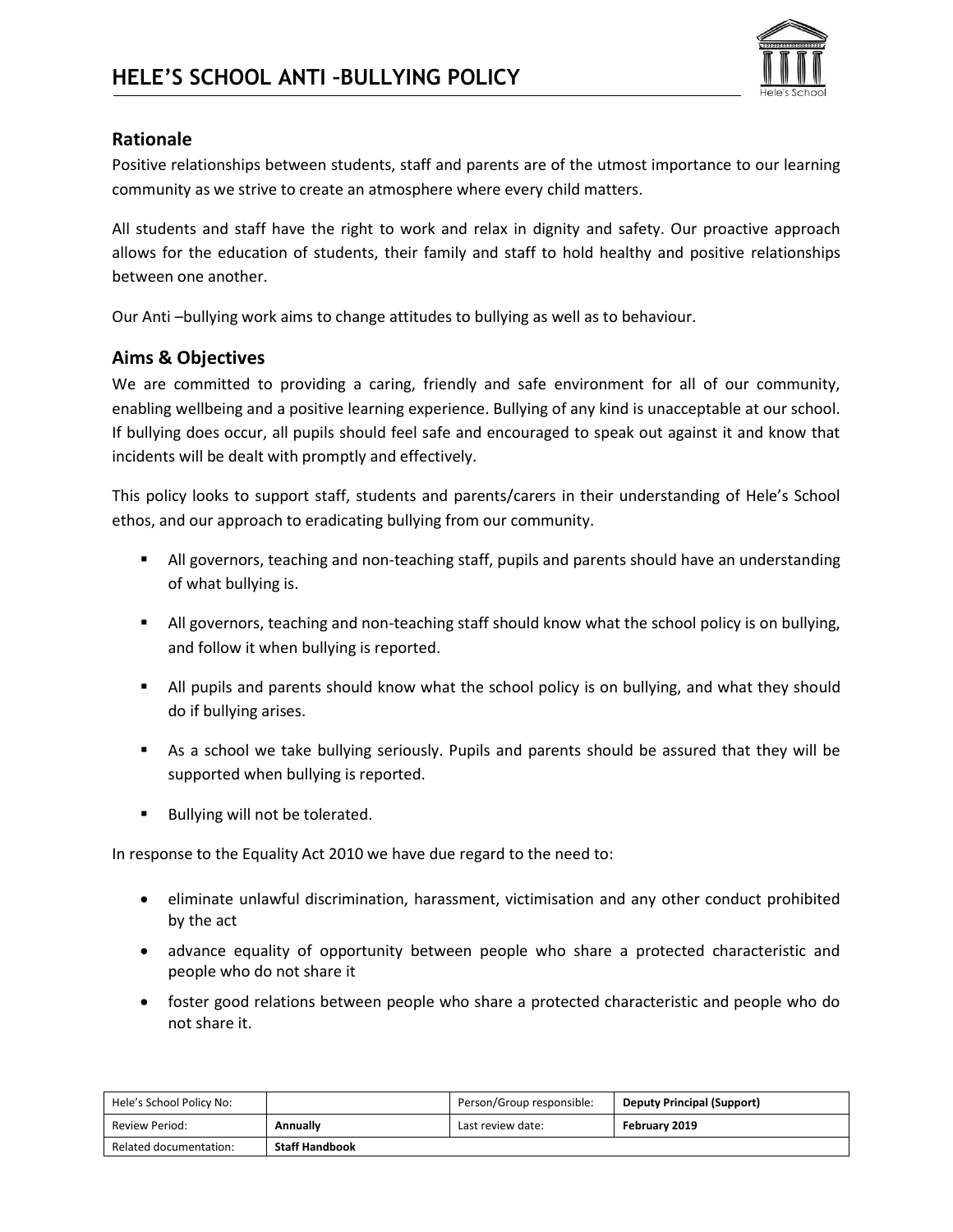# HELE'S SCHOOL ANTI –BULLYING POLICY

## Rationale

Positive relationships between students, staff and parents are of the utmost importance to our learning community as we strive to create an atmosphere where every child matters.

All students and staff have the right to work and relax in dignity and safety. Our proactive approach allows for the education of students, their family and staff to hold healthy and positive relationships between one another.

Our Anti –bullying work aims to change attitudes to bullying as well as to behaviour.

## Aims & Objectives

We are committed to providing a caring, friendly and safe environment for all of our community, enabling wellbeing and a positive learning experience. Bullying of any kind is unacceptable at our school. If bullying does occur, all pupils should feel safe and encouraged to speak out against it and know that incidents will be dealt with promptly and effectively.

This policy looks to support staff, students and parents/carers in their understanding of Hele's School ethos, and our approach to eradicating bullying from our community.

- All governors, teaching and non-teaching staff, pupils and parents should have an understanding of what bullying is.
- All governors, teaching and non-teaching staff should know what the school policy is on bullying, and follow it when bullying is reported.
- All pupils and parents should know what the school policy is on bullying, and what they should do if bullying arises.
- As a school we take bullying seriously. Pupils and parents should be assured that they will be supported when bullying is reported.
- Bullying will not be tolerated.

In response to the Equality Act 2010 we have due regard to the need to:

- eliminate unlawful discrimination, harassment, victimisation and any other conduct prohibited by the act
- advance equality of opportunity between people who share a protected characteristic and people who do not share it
- foster good relations between people who share a protected characteristic and people who do not share it.

| Hele's School Policy No: | | Person/Group responsible: | **Deputy Principal (Support)** |
|---|---|---|---|
| Review Period: | **Annually** | Last review date: | **February 2019** |
| Related documentation: | **Staff Handbook** | | |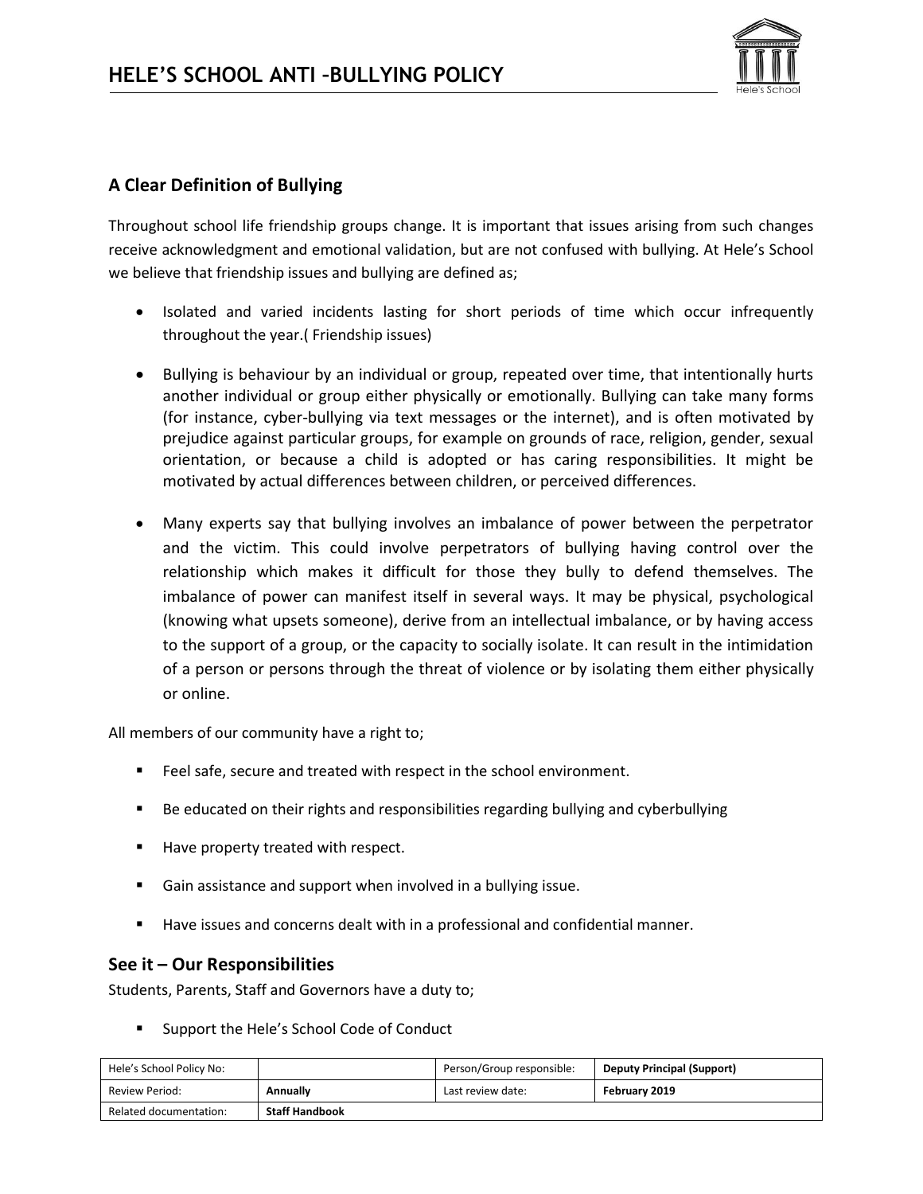## A Clear Definition of Bullying

Throughout school life friendship groups change. It is important that issues arising from such changes receive acknowledgment and emotional validation, but are not confused with bullying. At Hele's School we believe that friendship issues and bullying are defined as;

- Isolated and varied incidents lasting for short periods of time which occur infrequently throughout the year.( Friendship issues)
- Bullying is behaviour by an individual or group, repeated over time, that intentionally hurts another individual or group either physically or emotionally. Bullying can take many forms (for instance, cyber-bullying via text messages or the internet), and is often motivated by prejudice against particular groups, for example on grounds of race, religion, gender, sexual orientation, or because a child is adopted or has caring responsibilities. It might be motivated by actual differences between children, or perceived differences.
- Many experts say that bullying involves an imbalance of power between the perpetrator and the victim. This could involve perpetrators of bullying having control over the relationship which makes it difficult for those they bully to defend themselves. The imbalance of power can manifest itself in several ways. It may be physical, psychological (knowing what upsets someone), derive from an intellectual imbalance, or by having access to the support of a group, or the capacity to socially isolate. It can result in the intimidation of a person or persons through the threat of violence or by isolating them either physically or online.

All members of our community have a right to;

- Feel safe, secure and treated with respect in the school environment.
- Be educated on their rights and responsibilities regarding bullying and cyberbullying
- Have property treated with respect.
- Gain assistance and support when involved in a bullying issue.
- Have issues and concerns dealt with in a professional and confidential manner.

## See it – Our Responsibilities

Students, Parents, Staff and Governors have a duty to;

- Support the Hele's School Code of Conduct

| Hele's School Policy No: | | Person/Group responsible: | **Deputy Principal (Support)** |
|---|---|---|---|
| Review Period: | **Annually** | Last review date: | **February 2019** |
| Related documentation: | **Staff Handbook** | | |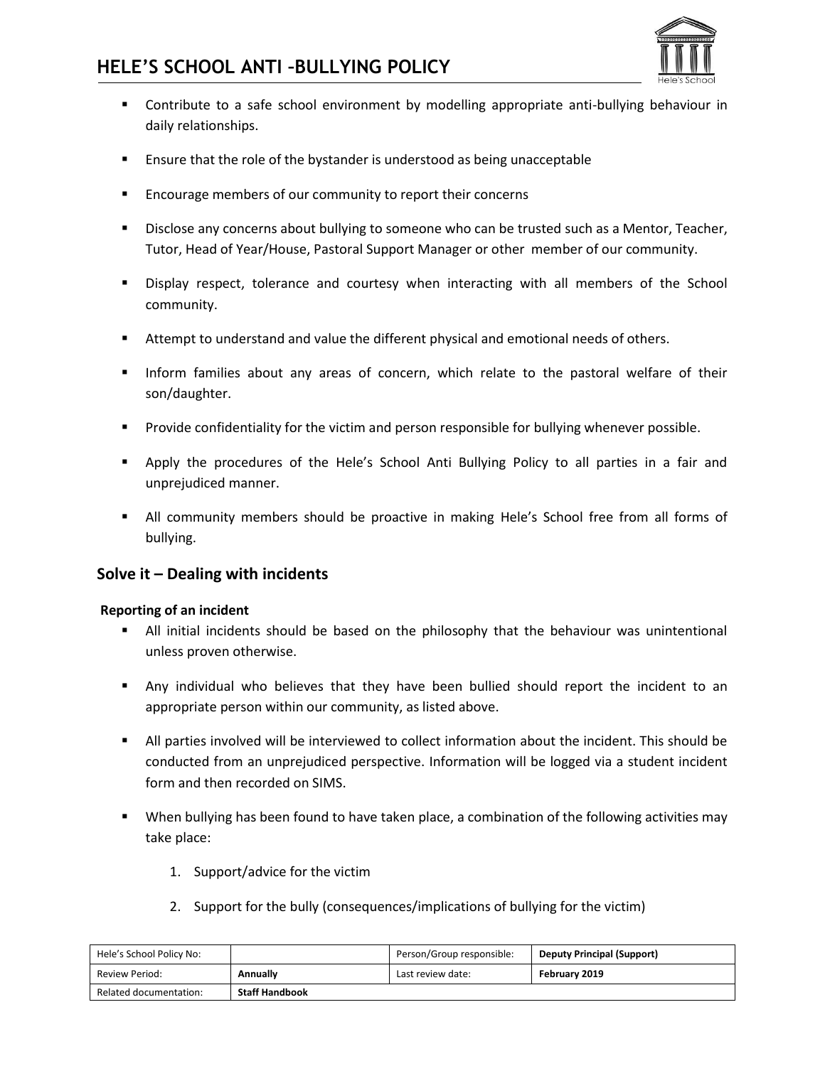- Contribute to a safe school environment by modelling appropriate anti-bullying behaviour in daily relationships.
- Ensure that the role of the bystander is understood as being unacceptable
- Encourage members of our community to report their concerns
- Disclose any concerns about bullying to someone who can be trusted such as a Mentor, Teacher, Tutor, Head of Year/House, Pastoral Support Manager or other member of our community.
- Display respect, tolerance and courtesy when interacting with all members of the School community.
- Attempt to understand and value the different physical and emotional needs of others.
- Inform families about any areas of concern, which relate to the pastoral welfare of their son/daughter.
- Provide confidentiality for the victim and person responsible for bullying whenever possible.
- Apply the procedures of the Hele's School Anti Bullying Policy to all parties in a fair and unprejudiced manner.
- All community members should be proactive in making Hele's School free from all forms of bullying.

## Solve it – Dealing with incidents

**Reporting of an incident**

- All initial incidents should be based on the philosophy that the behaviour was unintentional unless proven otherwise.
- Any individual who believes that they have been bullied should report the incident to an appropriate person within our community, as listed above.
- All parties involved will be interviewed to collect information about the incident. This should be conducted from an unprejudiced perspective. Information will be logged via a student incident form and then recorded on SIMS.
- When bullying has been found to have taken place, a combination of the following activities may take place:
    1. Support/advice for the victim
    2. Support for the bully (consequences/implications of bullying for the victim)

| Hele's School Policy No: | | Person/Group responsible: | **Deputy Principal (Support)** |
| --- | --- | --- | --- |
| Review Period: | **Annually** | Last review date: | **February 2019** |
| Related documentation: | **Staff Handbook** | | |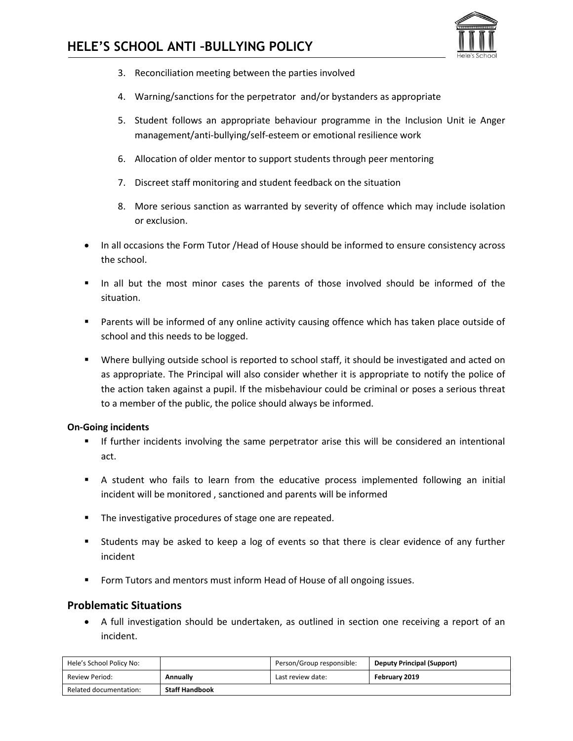3. Reconciliation meeting between the parties involved
4. Warning/sanctions for the perpetrator and/or bystanders as appropriate
5. Student follows an appropriate behaviour programme in the Inclusion Unit ie Anger management/anti-bullying/self-esteem or emotional resilience work
6. Allocation of older mentor to support students through peer mentoring
7. Discreet staff monitoring and student feedback on the situation
8. More serious sanction as warranted by severity of offence which may include isolation or exclusion.

- In all occasions the Form Tutor /Head of House should be informed to ensure consistency across the school.
- In all but the most minor cases the parents of those involved should be informed of the situation.
- Parents will be informed of any online activity causing offence which has taken place outside of school and this needs to be logged.
- Where bullying outside school is reported to school staff, it should be investigated and acted on as appropriate. The Principal will also consider whether it is appropriate to notify the police of the action taken against a pupil. If the misbehaviour could be criminal or poses a serious threat to a member of the public, the police should always be informed.

**On-Going incidents**

- If further incidents involving the same perpetrator arise this will be considered an intentional act.
- A student who fails to learn from the educative process implemented following an initial incident will be monitored , sanctioned and parents will be informed
- The investigative procedures of stage one are repeated.
- Students may be asked to keep a log of events so that there is clear evidence of any further incident
- Form Tutors and mentors must inform Head of House of all ongoing issues.

## Problematic Situations

- A full investigation should be undertaken, as outlined in section one receiving a report of an incident.

| Hele's School Policy No: | | Person/Group responsible: | **Deputy Principal (Support)** |
|---|---|---|---|
| Review Period: | **Annually** | Last review date: | **February 2019** |
| Related documentation: | **Staff Handbook** | | |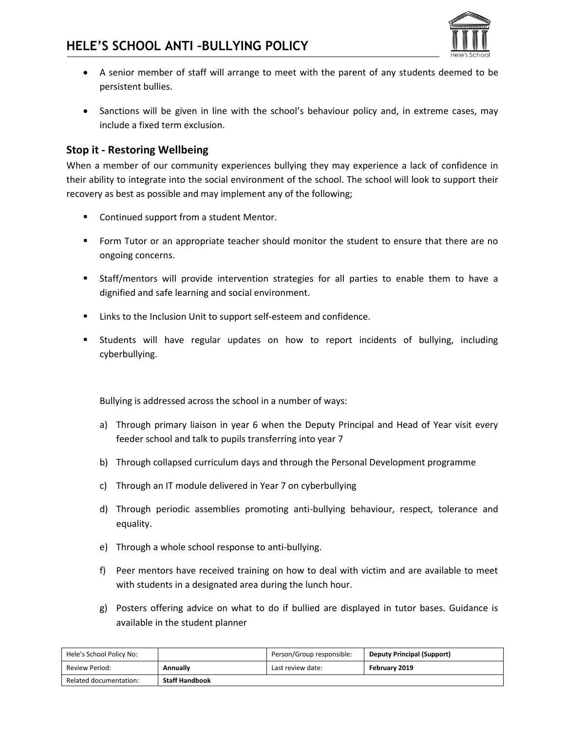- A senior member of staff will arrange to meet with the parent of any students deemed to be persistent bullies.

- Sanctions will be given in line with the school's behaviour policy and, in extreme cases, may include a fixed term exclusion.

### Stop it - Restoring Wellbeing

When a member of our community experiences bullying they may experience a lack of confidence in their ability to integrate into the social environment of the school. The school will look to support their recovery as best as possible and may implement any of the following;

- Continued support from a student Mentor.

- Form Tutor or an appropriate teacher should monitor the student to ensure that there are no ongoing concerns.

- Staff/mentors will provide intervention strategies for all parties to enable them to have a dignified and safe learning and social environment.

- Links to the Inclusion Unit to support self-esteem and confidence.

- Students will have regular updates on how to report incidents of bullying, including cyberbullying.

Bullying is addressed across the school in a number of ways:

a) Through primary liaison in year 6 when the Deputy Principal and Head of Year visit every feeder school and talk to pupils transferring into year 7

b) Through collapsed curriculum days and through the Personal Development programme

c) Through an IT module delivered in Year 7 on cyberbullying

d) Through periodic assemblies promoting anti-bullying behaviour, respect, tolerance and equality.

e) Through a whole school response to anti-bullying.

f) Peer mentors have received training on how to deal with victim and are available to meet with students in a designated area during the lunch hour.

g) Posters offering advice on what to do if bullied are displayed in tutor bases. Guidance is available in the student planner

| Hele's School Policy No: | | Person/Group responsible: | **Deputy Principal (Support)** |
|---|---|---|---|
| Review Period: | **Annually** | Last review date: | **February 2019** |
| Related documentation: | **Staff Handbook** | | |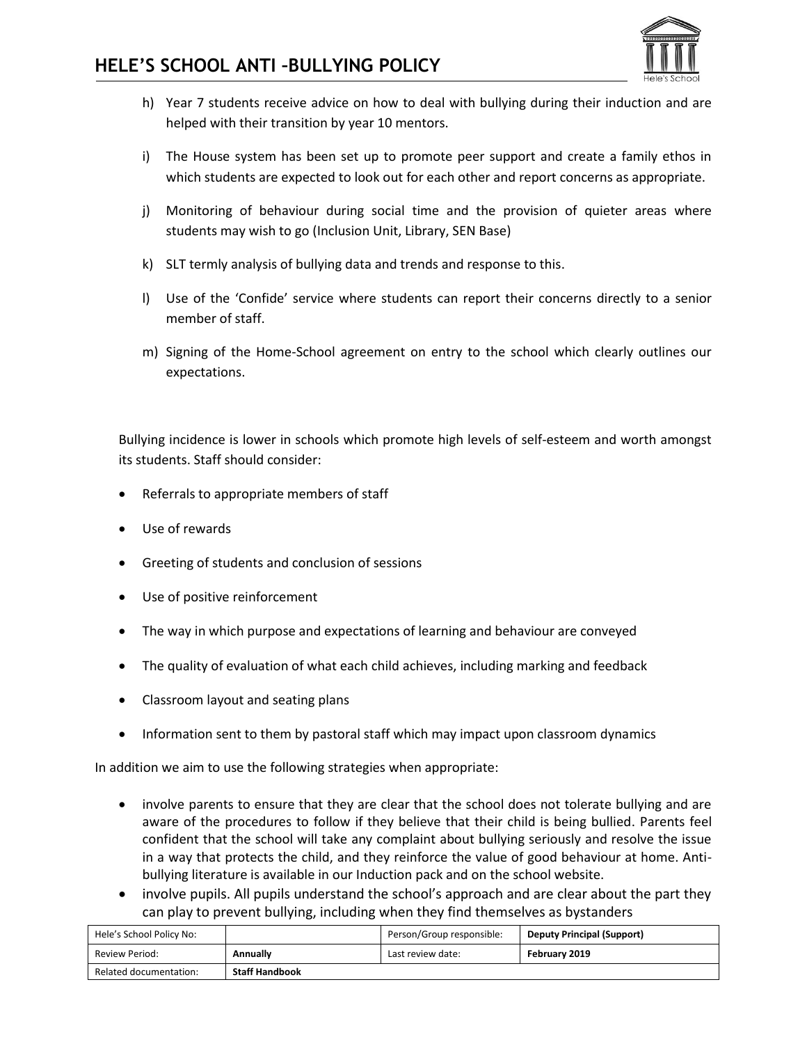h) Year 7 students receive advice on how to deal with bullying during their induction and are helped with their transition by year 10 mentors.

i) The House system has been set up to promote peer support and create a family ethos in which students are expected to look out for each other and report concerns as appropriate.

j) Monitoring of behaviour during social time and the provision of quieter areas where students may wish to go (Inclusion Unit, Library, SEN Base)

k) SLT termly analysis of bullying data and trends and response to this.

l) Use of the 'Confide' service where students can report their concerns directly to a senior member of staff.

m) Signing of the Home-School agreement on entry to the school which clearly outlines our expectations.

Bullying incidence is lower in schools which promote high levels of self-esteem and worth amongst its students. Staff should consider:

- Referrals to appropriate members of staff
- Use of rewards
- Greeting of students and conclusion of sessions
- Use of positive reinforcement
- The way in which purpose and expectations of learning and behaviour are conveyed
- The quality of evaluation of what each child achieves, including marking and feedback
- Classroom layout and seating plans
- Information sent to them by pastoral staff which may impact upon classroom dynamics

In addition we aim to use the following strategies when appropriate:

- involve parents to ensure that they are clear that the school does not tolerate bullying and are aware of the procedures to follow if they believe that their child is being bullied. Parents feel confident that the school will take any complaint about bullying seriously and resolve the issue in a way that protects the child, and they reinforce the value of good behaviour at home. Anti-bullying literature is available in our Induction pack and on the school website.
- involve pupils. All pupils understand the school's approach and are clear about the part they can play to prevent bullying, including when they find themselves as bystanders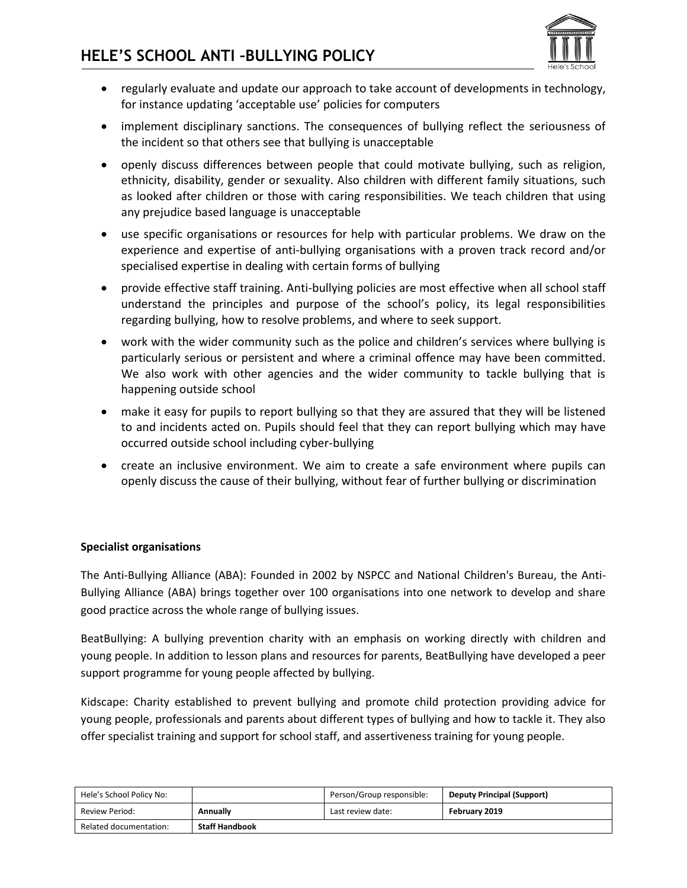- regularly evaluate and update our approach to take account of developments in technology, for instance updating 'acceptable use' policies for computers
- implement disciplinary sanctions. The consequences of bullying reflect the seriousness of the incident so that others see that bullying is unacceptable
- openly discuss differences between people that could motivate bullying, such as religion, ethnicity, disability, gender or sexuality. Also children with different family situations, such as looked after children or those with caring responsibilities. We teach children that using any prejudice based language is unacceptable
- use specific organisations or resources for help with particular problems. We draw on the experience and expertise of anti-bullying organisations with a proven track record and/or specialised expertise in dealing with certain forms of bullying
- provide effective staff training. Anti-bullying policies are most effective when all school staff understand the principles and purpose of the school's policy, its legal responsibilities regarding bullying, how to resolve problems, and where to seek support.
- work with the wider community such as the police and children's services where bullying is particularly serious or persistent and where a criminal offence may have been committed. We also work with other agencies and the wider community to tackle bullying that is happening outside school
- make it easy for pupils to report bullying so that they are assured that they will be listened to and incidents acted on. Pupils should feel that they can report bullying which may have occurred outside school including cyber-bullying
- create an inclusive environment. We aim to create a safe environment where pupils can openly discuss the cause of their bullying, without fear of further bullying or discrimination

**Specialist organisations**

The Anti-Bullying Alliance (ABA): Founded in 2002 by NSPCC and National Children's Bureau, the Anti-Bullying Alliance (ABA) brings together over 100 organisations into one network to develop and share good practice across the whole range of bullying issues.

BeatBullying: A bullying prevention charity with an emphasis on working directly with children and young people. In addition to lesson plans and resources for parents, BeatBullying have developed a peer support programme for young people affected by bullying.

Kidscape: Charity established to prevent bullying and promote child protection providing advice for young people, professionals and parents about different types of bullying and how to tackle it. They also offer specialist training and support for school staff, and assertiveness training for young people.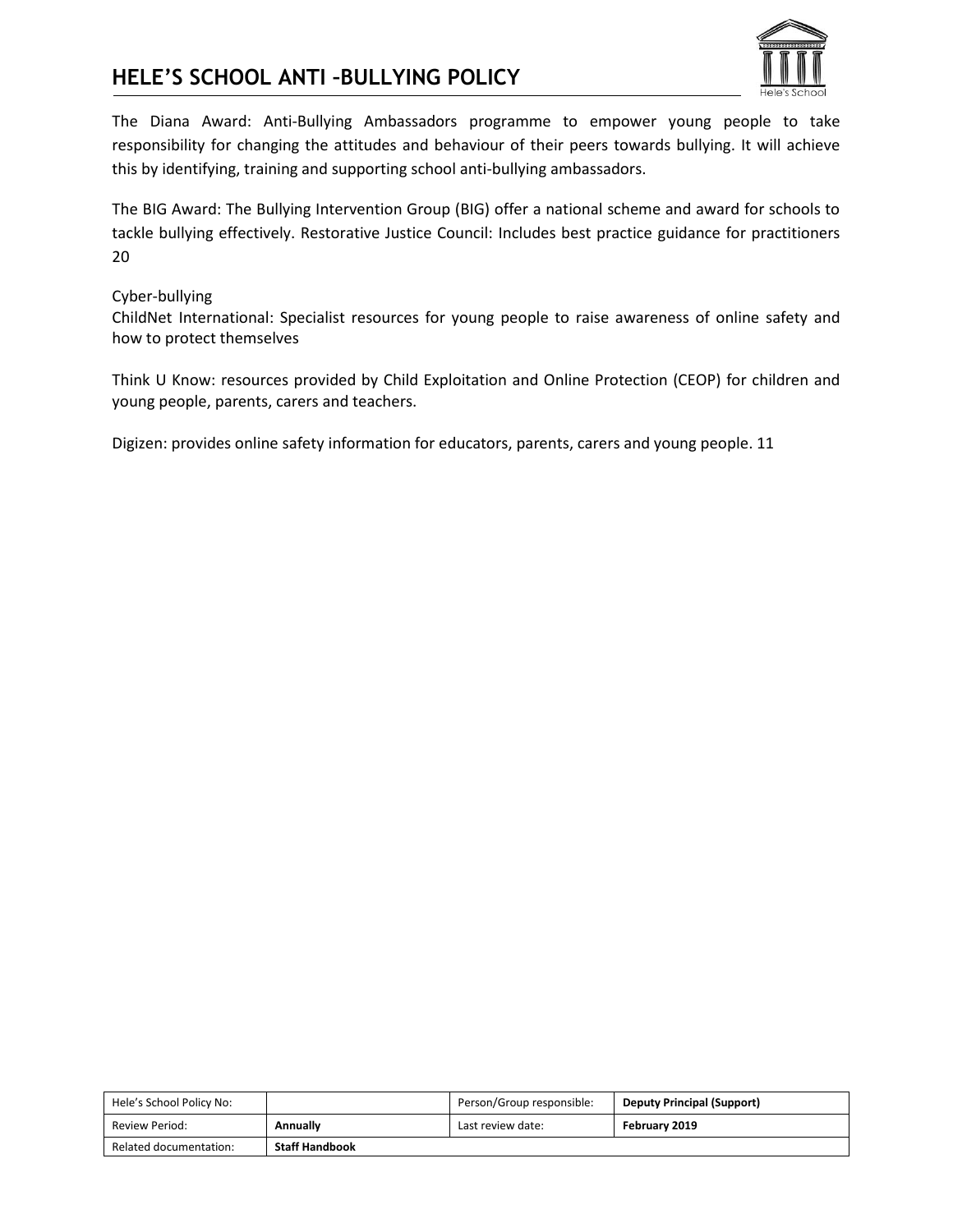The Diana Award: Anti-Bullying Ambassadors programme to empower young people to take responsibility for changing the attitudes and behaviour of their peers towards bullying. It will achieve this by identifying, training and supporting school anti-bullying ambassadors.

The BIG Award: The Bullying Intervention Group (BIG) offer a national scheme and award for schools to tackle bullying effectively. Restorative Justice Council: Includes best practice guidance for practitioners 20

Cyber-bullying
ChildNet International: Specialist resources for young people to raise awareness of online safety and how to protect themselves

Think U Know: resources provided by Child Exploitation and Online Protection (CEOP) for children and young people, parents, carers and teachers.

Digizen: provides online safety information for educators, parents, carers and young people. 11

| | | | |
|---|---|---|---|
| Hele's School Policy No: | | Person/Group responsible: | **Deputy Principal (Support)** |
| Review Period: | **Annually** | Last review date: | **February 2019** |
| Related documentation: | **Staff Handbook** | | |